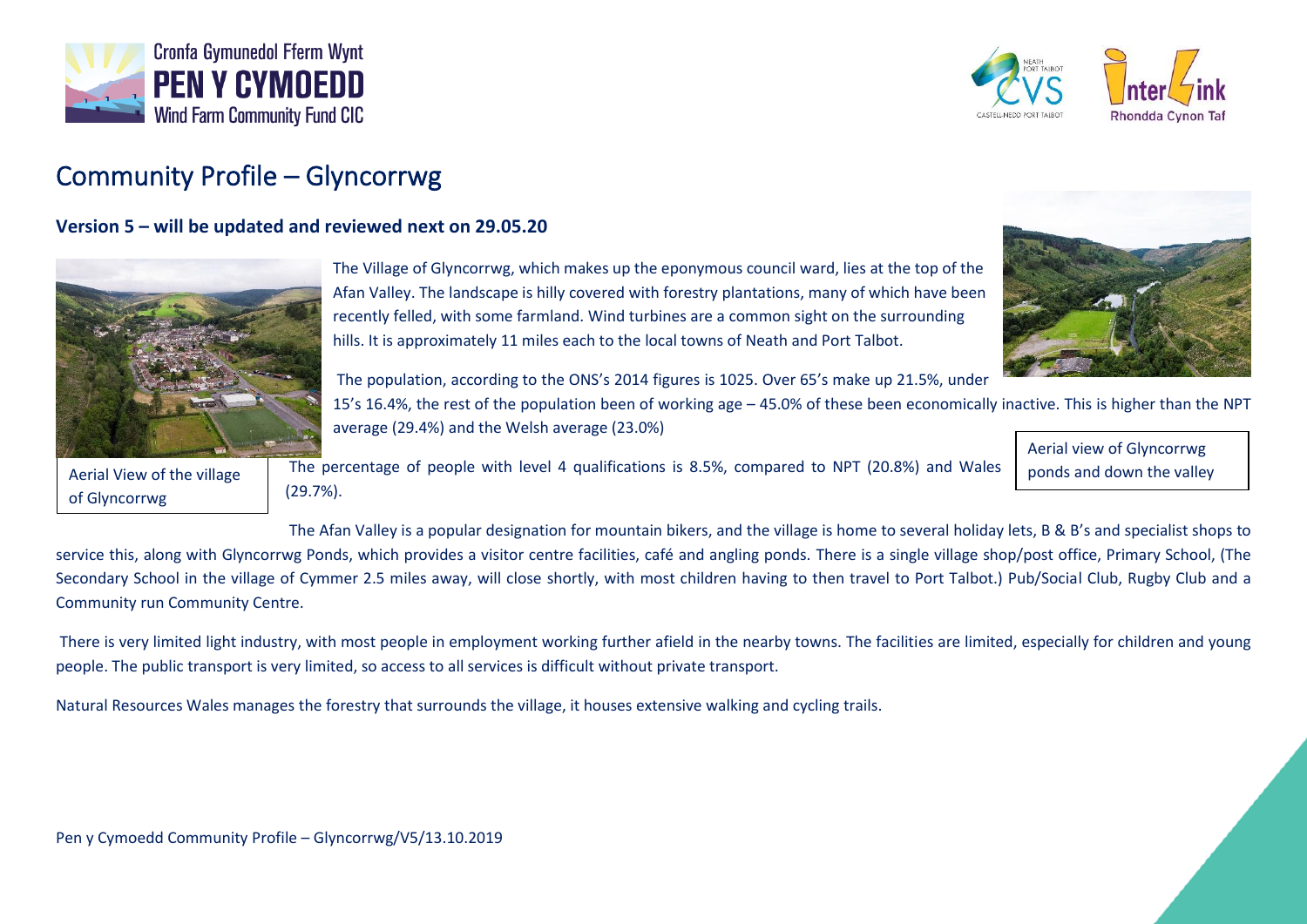Cronfa Gymunedol Fferm Wynt
**PEN Y CYMOEDD**
Wind Farm Community Fund CIC

# Community Profile – Glyncorrwg

**Version 5 – will be updated and reviewed next on 29.05.20**

The Village of Glyncorrwg, which makes up the eponymous council ward, lies at the top of the Afan Valley. The landscape is hilly covered with forestry plantations, many of which have been recently felled, with some farmland. Wind turbines are a common sight on the surrounding hills. It is approximately 11 miles each to the local towns of Neath and Port Talbot.

The population, according to the ONS's 2014 figures is 1025. Over 65's make up 21.5%, under 15's 16.4%, the rest of the population been of working age – 45.0% of these been economically inactive. This is higher than the NPT average (29.4%) and the Welsh average (23.0%)

Aerial View of the village of Glyncorrwg

Aerial view of Glyncorrwg ponds and down the valley

The percentage of people with level 4 qualifications is 8.5%, compared to NPT (20.8%) and Wales (29.7%).

The Afan Valley is a popular designation for mountain bikers, and the village is home to several holiday lets, B & B's and specialist shops to service this, along with Glyncorrwg Ponds, which provides a visitor centre facilities, café and angling ponds. There is a single village shop/post office, Primary School, (The Secondary School in the village of Cymmer 2.5 miles away, will close shortly, with most children having to then travel to Port Talbot.) Pub/Social Club, Rugby Club and a Community run Community Centre.

There is very limited light industry, with most people in employment working further afield in the nearby towns. The facilities are limited, especially for children and young people. The public transport is very limited, so access to all services is difficult without private transport.

Natural Resources Wales manages the forestry that surrounds the village, it houses extensive walking and cycling trails.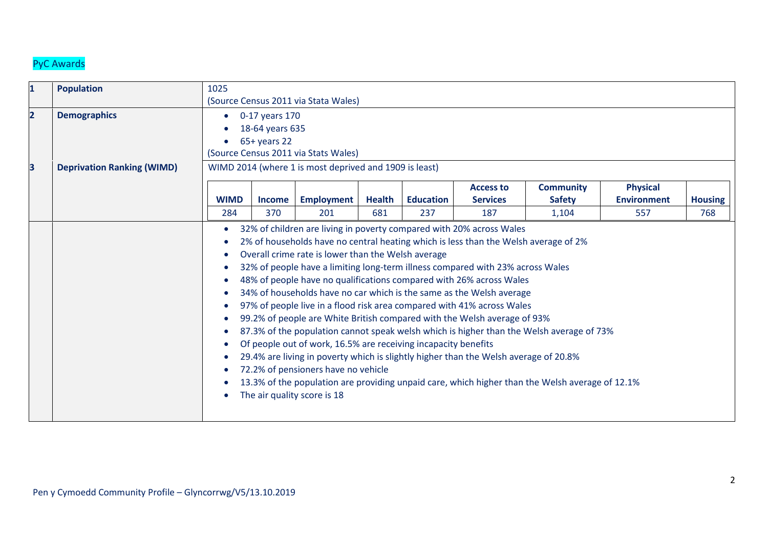PyC Awards

| | | |
|---|---|---|
| **1** | **Population** | 1025<br>(Source Census 2011 via Stata Wales) |
| **2** | **Demographics** | • 0-17 years 170<br>• 18-64 years 635<br>• 65+ years 22<br>(Source Census 2011 via Stats Wales) |
| **3** | **Deprivation Ranking (WIMD)** | WIMD 2014 (where 1 is most deprived and 1909 is least) |

| WIMD | Income | Employment | Health | Education | Access to Services | Community Safety | Physical Environment | Housing |
|---|---|---|---|---|---|---|---|---|
| 284 | 370 | 201 | 681 | 237 | 187 | 1,104 | 557 | 768 |

- 32% of children are living in poverty compared with 20% across Wales
- 2% of households have no central heating which is less than the Welsh average of 2%
- Overall crime rate is lower than the Welsh average
- 32% of people have a limiting long-term illness compared with 23% across Wales
- 48% of people have no qualifications compared with 26% across Wales
- 34% of households have no car which is the same as the Welsh average
- 97% of people live in a flood risk area compared with 41% across Wales
- 99.2% of people are White British compared with the Welsh average of 93%
- 87.3% of the population cannot speak welsh which is higher than the Welsh average of 73%
- Of people out of work, 16.5% are receiving incapacity benefits
- 29.4% are living in poverty which is slightly higher than the Welsh average of 20.8%
- 72.2% of pensioners have no vehicle
- 13.3% of the population are providing unpaid care, which higher than the Welsh average of 12.1%
- The air quality score is 18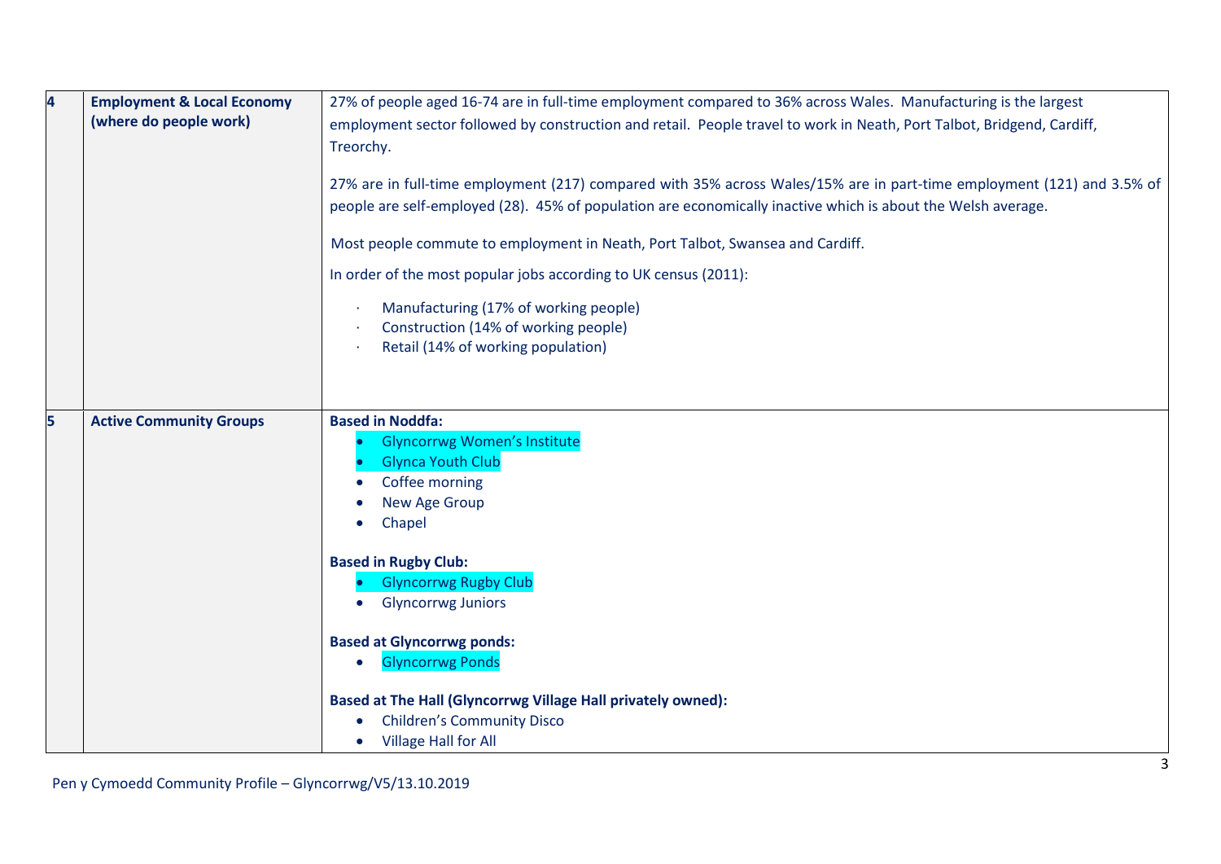| | | |
|---|---|---|
| **4** | **Employment & Local Economy (where do people work)** | 27% of people aged 16-74 are in full-time employment compared to 36% across Wales. Manufacturing is the largest employment sector followed by construction and retail. People travel to work in Neath, Port Talbot, Bridgend, Cardiff, Treorchy.<br><br>27% are in full-time employment (217) compared with 35% across Wales/15% are in part-time employment (121) and 3.5% of people are self-employed (28). 45% of population are economically inactive which is about the Welsh average.<br><br>Most people commute to employment in Neath, Port Talbot, Swansea and Cardiff.<br><br>In order of the most popular jobs according to UK census (2011):<br><br>· Manufacturing (17% of working people)<br>· Construction (14% of working people)<br>· Retail (14% of working population) |
| **5** | **Active Community Groups** | **Based in Noddfa:**<br>• Glyncorrwg Women's Institute<br>• Glynca Youth Club<br>• Coffee morning<br>• New Age Group<br>• Chapel<br><br>**Based in Rugby Club:**<br>• Glyncorrwg Rugby Club<br>• Glyncorrwg Juniors<br><br>**Based at Glyncorrwg ponds:**<br>• Glyncorrwg Ponds<br><br>**Based at The Hall (Glyncorrwg Village Hall privately owned):**<br>• Children's Community Disco<br>• Village Hall for All |

Pen y Cymoedd Community Profile – Glyncorrwg/V5/13.10.2019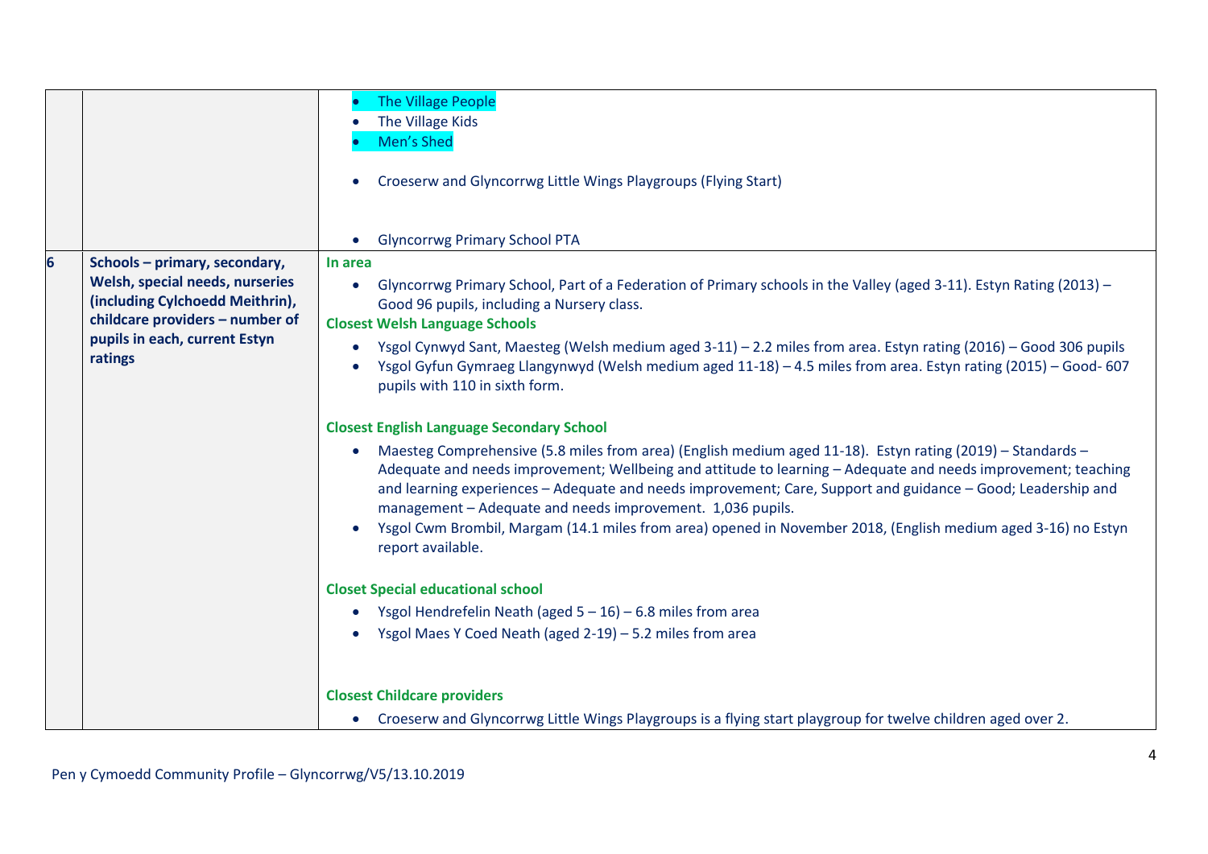| | | |
|---|---|---|
| | | • The Village People<br>• The Village Kids<br>• Men's Shed<br><br>• Croeserw and Glyncorrwg Little Wings Playgroups (Flying Start)<br><br>• Glyncorrwg Primary School PTA |
| 6 | **Schools – primary, secondary, Welsh, special needs, nurseries (including Cylchoedd Meithrin), childcare providers – number of pupils in each, current Estyn ratings** | **In area**<br>• Glyncorrwg Primary School, Part of a Federation of Primary schools in the Valley (aged 3-11). Estyn Rating (2013) – Good 96 pupils, including a Nursery class.<br>**Closest Welsh Language Schools**<br>• Ysgol Cynwyd Sant, Maesteg (Welsh medium aged 3-11) – 2.2 miles from area. Estyn rating (2016) – Good 306 pupils<br>• Ysgol Gyfun Gymraeg Llangynwyd (Welsh medium aged 11-18) – 4.5 miles from area. Estyn rating (2015) – Good- 607 pupils with 110 in sixth form.<br><br>**Closest English Language Secondary School**<br>• Maesteg Comprehensive (5.8 miles from area) (English medium aged 11-18). Estyn rating (2019) – Standards – Adequate and needs improvement; Wellbeing and attitude to learning – Adequate and needs improvement; teaching and learning experiences – Adequate and needs improvement; Care, Support and guidance – Good; Leadership and management – Adequate and needs improvement. 1,036 pupils.<br>• Ysgol Cwm Brombil, Margam (14.1 miles from area) opened in November 2018, (English medium aged 3-16) no Estyn report available.<br><br>**Closet Special educational school**<br>• Ysgol Hendrefelin Neath (aged 5 – 16) – 6.8 miles from area<br>• Ysgol Maes Y Coed Neath (aged 2-19) – 5.2 miles from area<br><br>**Closest Childcare providers**<br>• Croeserw and Glyncorrwg Little Wings Playgroups is a flying start playgroup for twelve children aged over 2. |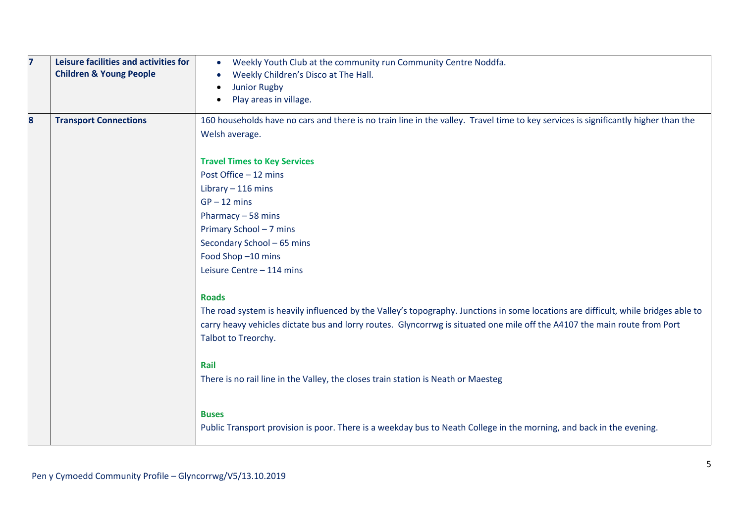| 7 | **Leisure facilities and activities for Children & Young People** | • Weekly Youth Club at the community run Community Centre Noddfa.<br>• Weekly Children's Disco at The Hall.<br>• Junior Rugby<br>• Play areas in village. |
|---|---|---|
| 8 | **Transport Connections** | 160 households have no cars and there is no train line in the valley. Travel time to key services is significantly higher than the Welsh average.<br><br>**Travel Times to Key Services**<br>Post Office – 12 mins<br>Library – 116 mins<br>GP – 12 mins<br>Pharmacy – 58 mins<br>Primary School – 7 mins<br>Secondary School – 65 mins<br>Food Shop –10 mins<br>Leisure Centre – 114 mins<br><br>**Roads**<br>The road system is heavily influenced by the Valley's topography. Junctions in some locations are difficult, while bridges able to carry heavy vehicles dictate bus and lorry routes. Glyncorrwg is situated one mile off the A4107 the main route from Port Talbot to Treorchy.<br><br>**Rail**<br>There is no rail line in the Valley, the closes train station is Neath or Maesteg<br><br>**Buses**<br>Public Transport provision is poor. There is a weekday bus to Neath College in the morning, and back in the evening. |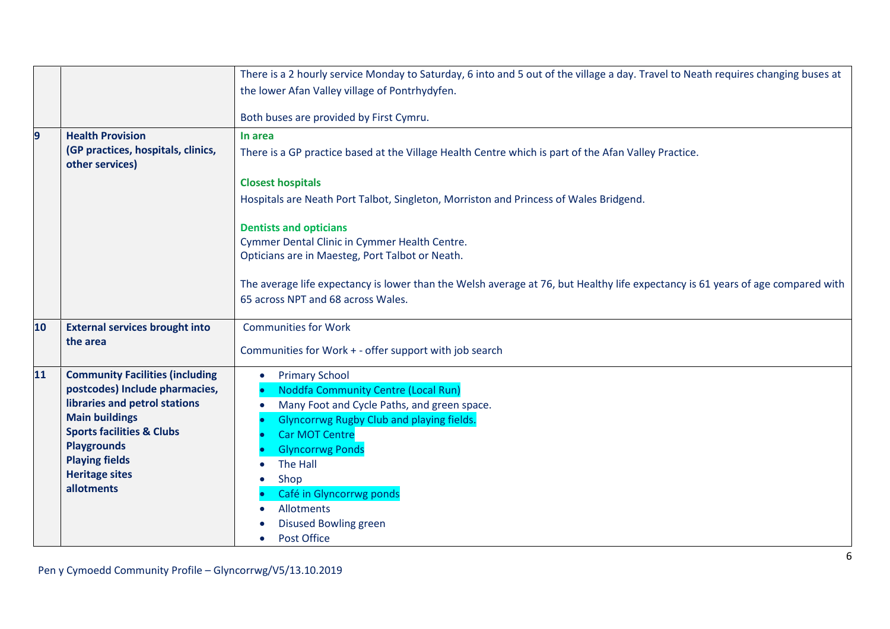| | | |
|---|---|---|
| | | There is a 2 hourly service Monday to Saturday, 6 into and 5 out of the village a day. Travel to Neath requires changing buses at the lower Afan Valley village of Pontrhydyfen.<br><br>Both buses are provided by First Cymru. |
| 9 | **Health Provision (GP practices, hospitals, clinics, other services)** | **In area**<br>There is a GP practice based at the Village Health Centre which is part of the Afan Valley Practice.<br><br>**Closest hospitals**<br>Hospitals are Neath Port Talbot, Singleton, Morriston and Princess of Wales Bridgend.<br><br>**Dentists and opticians**<br>Cymmer Dental Clinic in Cymmer Health Centre.<br>Opticians are in Maesteg, Port Talbot or Neath.<br><br>The average life expectancy is lower than the Welsh average at 76, but Healthy life expectancy is 61 years of age compared with 65 across NPT and 68 across Wales. |
| 10 | **External services brought into the area** | Communities for Work<br><br>Communities for Work + - offer support with job search |
| 11 | **Community Facilities (including postcodes) Include pharmacies, libraries and petrol stations**<br>**Main buildings**<br>**Sports facilities & Clubs**<br>**Playgrounds**<br>**Playing fields**<br>**Heritage sites**<br>**allotments** | • Primary School<br>• Noddfa Community Centre (Local Run)<br>• Many Foot and Cycle Paths, and green space.<br>• Glyncorrwg Rugby Club and playing fields.<br>• Car MOT Centre<br>• Glyncorrwg Ponds<br>• The Hall<br>• Shop<br>• Café in Glyncorrwg ponds<br>• Allotments<br>• Disused Bowling green<br>• Post Office |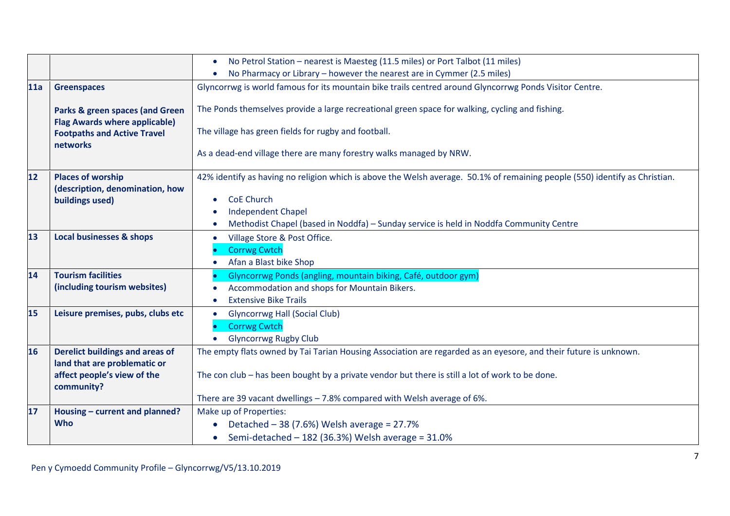| | | |
|---|---|---|
| | | • No Petrol Station – nearest is Maesteg (11.5 miles) or Port Talbot (11 miles)<br>• No Pharmacy or Library – however the nearest are in Cymmer (2.5 miles) |
| **11a** | **Greenspaces**<br><br>**Parks & green spaces (and Green Flag Awards where applicable)**<br>**Footpaths and Active Travel networks** | Glyncorrwg is world famous for its mountain bike trails centred around Glyncorrwg Ponds Visitor Centre.<br><br>The Ponds themselves provide a large recreational green space for walking, cycling and fishing.<br><br>The village has green fields for rugby and football.<br><br>As a dead-end village there are many forestry walks managed by NRW. |
| **12** | **Places of worship (description, denomination, how buildings used)** | 42% identify as having no religion which is above the Welsh average. 50.1% of remaining people (550) identify as Christian.<br><br>• CoE Church<br>• Independent Chapel<br>• Methodist Chapel (based in Noddfa) – Sunday service is held in Noddfa Community Centre |
| **13** | **Local businesses & shops** | • Village Store & Post Office.<br>• Corrwg Cwtch<br>• Afan a Blast bike Shop |
| **14** | **Tourism facilities (including tourism websites)** | • Glyncorrwg Ponds (angling, mountain biking, Café, outdoor gym)<br>• Accommodation and shops for Mountain Bikers.<br>• Extensive Bike Trails |
| **15** | **Leisure premises, pubs, clubs etc** | • Glyncorrwg Hall (Social Club)<br>• Corrwg Cwtch<br>• Glyncorrwg Rugby Club |
| **16** | **Derelict buildings and areas of land that are problematic or affect people's view of the community?** | The empty flats owned by Tai Tarian Housing Association are regarded as an eyesore, and their future is unknown.<br><br>The con club – has been bought by a private vendor but there is still a lot of work to be done.<br><br>There are 39 vacant dwellings – 7.8% compared with Welsh average of 6%. |
| **17** | **Housing – current and planned? Who** | Make up of Properties:<br>• Detached – 38 (7.6%) Welsh average = 27.7%<br>• Semi-detached – 182 (36.3%) Welsh average = 31.0% |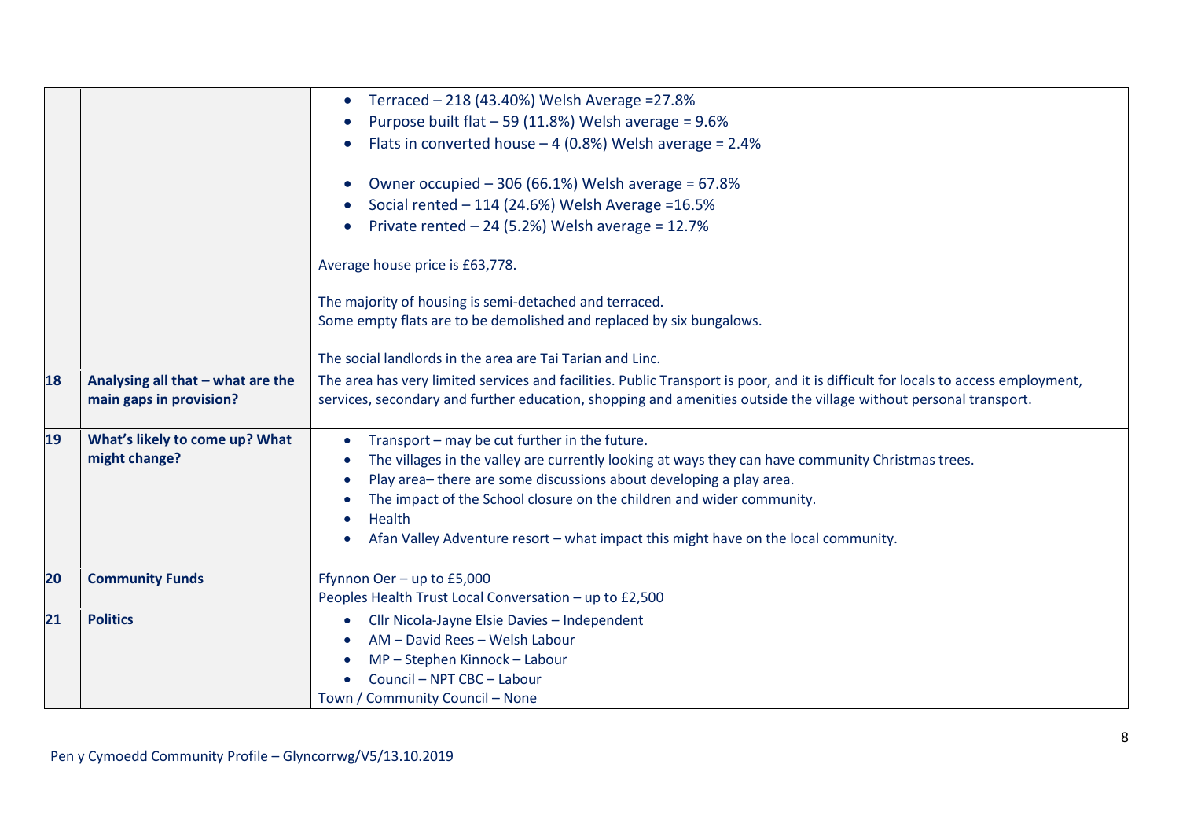| | | |
|---|---|---|
| | | • Terraced – 218 (43.40%) Welsh Average =27.8%<br>• Purpose built flat – 59 (11.8%) Welsh average = 9.6%<br>• Flats in converted house – 4 (0.8%) Welsh average = 2.4%<br><br>• Owner occupied – 306 (66.1%) Welsh average = 67.8%<br>• Social rented – 114 (24.6%) Welsh Average =16.5%<br>• Private rented – 24 (5.2%) Welsh average = 12.7%<br><br>Average house price is £63,778.<br><br>The majority of housing is semi-detached and terraced.<br>Some empty flats are to be demolished and replaced by six bungalows.<br><br>The social landlords in the area are Tai Tarian and Linc. |
| **18** | **Analysing all that – what are the main gaps in provision?** | The area has very limited services and facilities. Public Transport is poor, and it is difficult for locals to access employment, services, secondary and further education, shopping and amenities outside the village without personal transport. |
| **19** | **What's likely to come up? What might change?** | • Transport – may be cut further in the future.<br>• The villages in the valley are currently looking at ways they can have community Christmas trees.<br>• Play area– there are some discussions about developing a play area.<br>• The impact of the School closure on the children and wider community.<br>• Health<br>• Afan Valley Adventure resort – what impact this might have on the local community. |
| **20** | **Community Funds** | Ffynnon Oer – up to £5,000<br>Peoples Health Trust Local Conversation – up to £2,500 |
| **21** | **Politics** | • Cllr Nicola-Jayne Elsie Davies – Independent<br>• AM – David Rees – Welsh Labour<br>• MP – Stephen Kinnock – Labour<br>• Council – NPT CBC – Labour<br>Town / Community Council – None |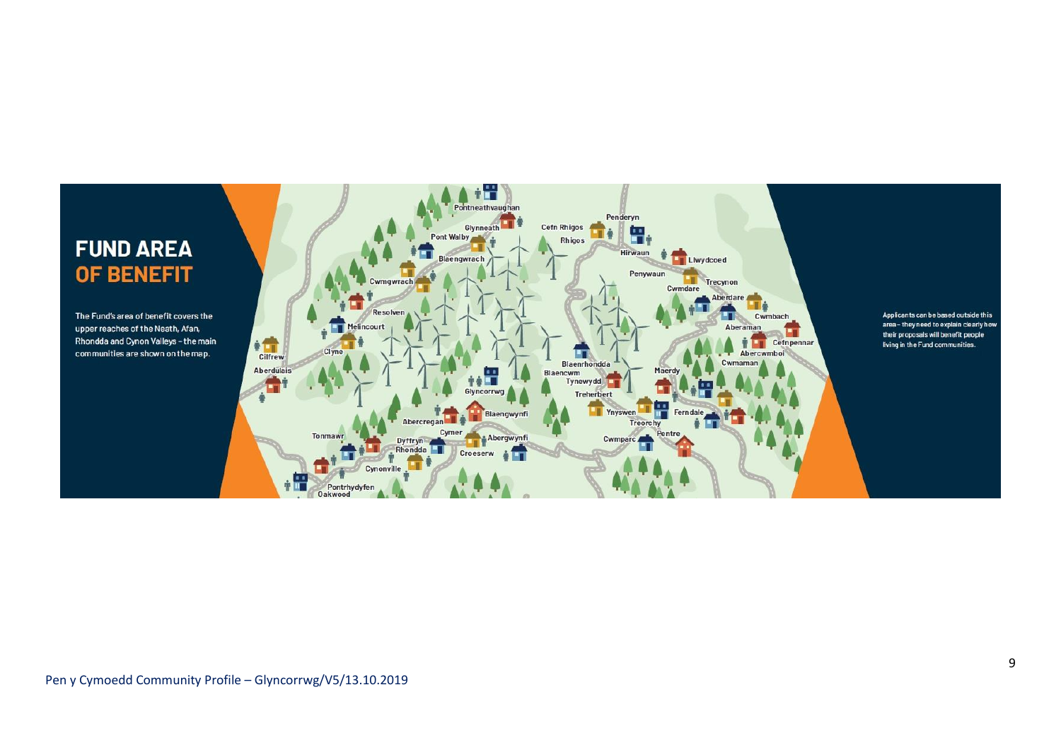# FUND AREA OF BENEFIT

The Fund's area of benefit covers the upper reaches of the Neath, Afan, Rhondda and Cynon Valleys – the main communities are shown on the map.

Pontneathvaughan
Glynneath
Pont Walby
Blaengwrach
Cwmgwrach
Resolven
Melincourt
Clyne
Cilfrew
Aberdulais
Glyncorrwg
Abercregan
Blaengwynfi
Cymer
Abergwynfi
Tonmawr
Dyffryn Rhondda
Croeserw
Cynonville
Pontrhydyfen
Oakwood
Cefn Rhigos
Rhigos
Penderyn
Hirwaun
Llwydcoed
Penywaun
Cwmdare
Trecynon
Aberdare
Cwmbach
Aberaman
Cefnpennar
Abercwmboi
Cwmaman
Blaenrhondda
Blaencwm
Tynewydd
Treherbert
Maerdy
Ynyswen
Treorchy
Ferndale
Cwmparc
Pentre

Applicants can be based outside this area – they need to explain clearly how their proposals will benefit people living in the Fund communities.